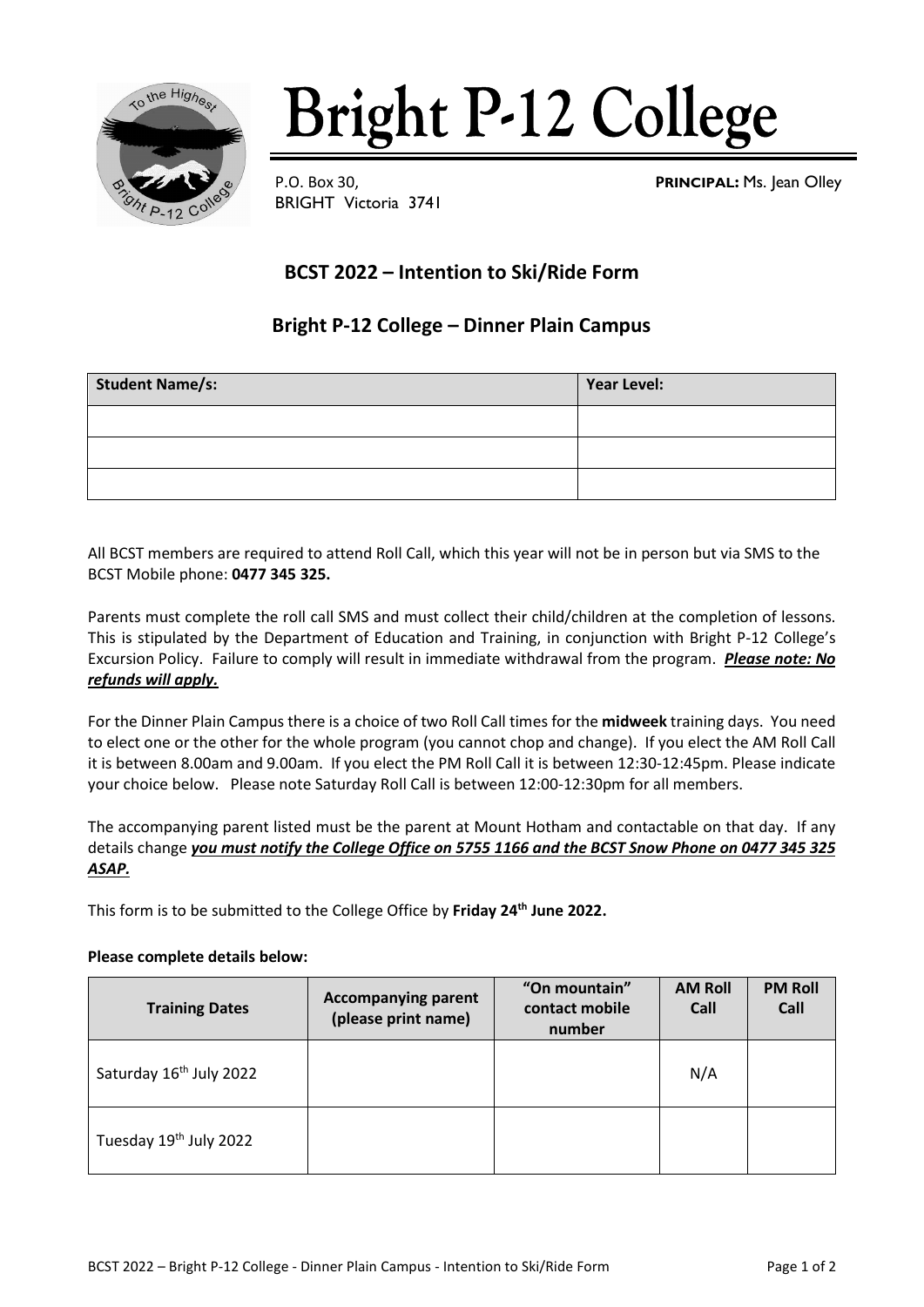# Bright P-12 College

P.O. Box 30,
BRIGHT Victoria 3741

**PRINCIPAL:** Ms. Jean Olley

## BCST 2022 – Intention to Ski/Ride Form

## Bright P-12 College – Dinner Plain Campus

| Student Name/s: | Year Level: |
|---|---|
| | |
| | |
| | |

All BCST members are required to attend Roll Call, which this year will not be in person but via SMS to the BCST Mobile phone: **0477 345 325.**

Parents must complete the roll call SMS and must collect their child/children at the completion of lessons. This is stipulated by the Department of Education and Training, in conjunction with Bright P-12 College's Excursion Policy. Failure to comply will result in immediate withdrawal from the program. ***Please note: No refunds will apply.***

For the Dinner Plain Campus there is a choice of two Roll Call times for the **midweek** training days. You need to elect one or the other for the whole program (you cannot chop and change). If you elect the AM Roll Call it is between 8.00am and 9.00am. If you elect the PM Roll Call it is between 12:30-12:45pm. Please indicate your choice below. Please note Saturday Roll Call is between 12:00-12:30pm for all members.

The accompanying parent listed must be the parent at Mount Hotham and contactable on that day. If any details change ***you must notify the College Office on 5755 1166 and the BCST Snow Phone on 0477 345 325 ASAP.***

This form is to be submitted to the College Office by **Friday 24th June 2022.**

**Please complete details below:**

| Training Dates | Accompanying parent (please print name) | "On mountain" contact mobile number | AM Roll Call | PM Roll Call |
|---|---|---|---|---|
| Saturday 16th July 2022 | | | N/A | |
| Tuesday 19th July 2022 | | | | |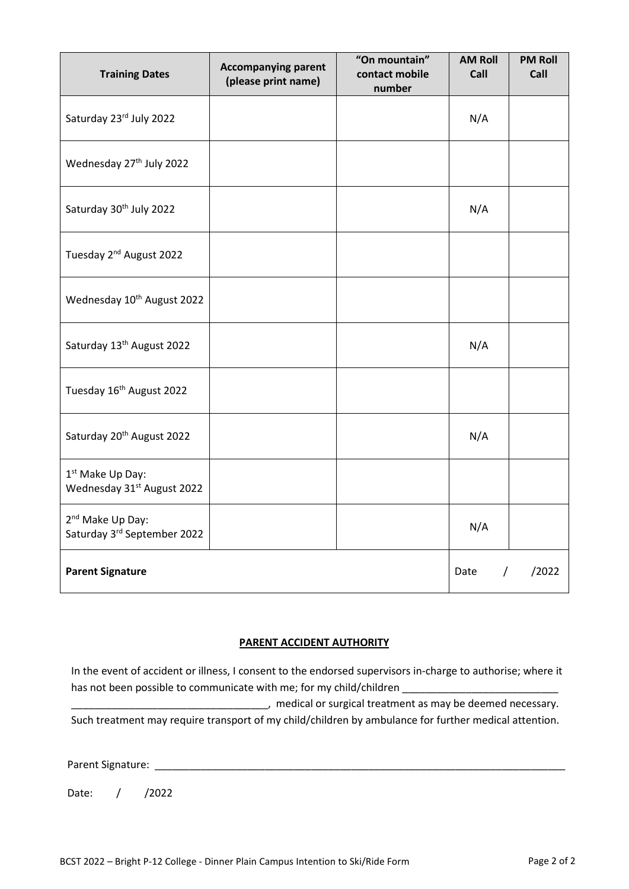| Training Dates | Accompanying parent (please print name) | "On mountain" contact mobile number | AM Roll Call | PM Roll Call |
| --- | --- | --- | --- | --- |
| Saturday 23rd July 2022 | | | N/A | |
| Wednesday 27th July 2022 | | | | |
| Saturday 30th July 2022 | | | N/A | |
| Tuesday 2nd August 2022 | | | | |
| Wednesday 10th August 2022 | | | | |
| Saturday 13th August 2022 | | | N/A | |
| Tuesday 16th August 2022 | | | | |
| Saturday 20th August 2022 | | | N/A | |
| 1st Make Up Day: Wednesday 31st August 2022 | | | | |
| 2nd Make Up Day: Saturday 3rd September 2022 | | | N/A | |
| **Parent Signature** | | | Date / | /2022 |

**PARENT ACCIDENT AUTHORITY**

In the event of accident or illness, I consent to the endorsed supervisors in-charge to authorise; where it has not been possible to communicate with me; for my child/children ___________________________ __________________________________, medical or surgical treatment as may be deemed necessary. Such treatment may require transport of my child/children by ambulance for further medical attention.

Parent Signature: ___________________________________________________________________________

Date: / /2022